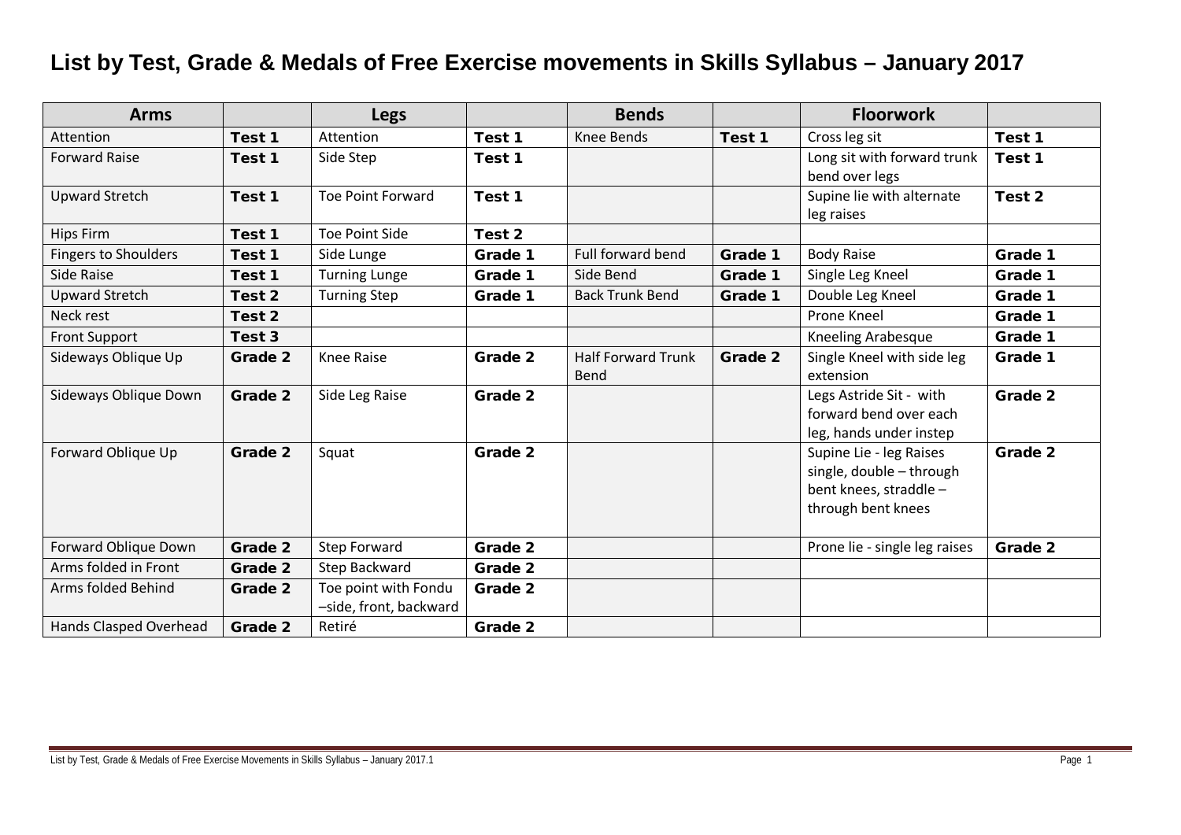# List by Test, Grade & Medals of Free Exercise movements in Skills Syllabus – January 2017

| Arms | | Legs | | Bends | | Floorwork | |
|---|---|---|---|---|---|---|---|
| Attention | **Test 1** | Attention | **Test 1** | Knee Bends | **Test 1** | Cross leg sit | **Test 1** |
| Forward Raise | **Test 1** | Side Step | **Test 1** | | | Long sit with forward trunk bend over legs | **Test 1** |
| Upward Stretch | **Test 1** | Toe Point Forward | **Test 1** | | | Supine lie with alternate leg raises | **Test 2** |
| Hips Firm | **Test 1** | Toe Point Side | **Test 2** | | | | |
| Fingers to Shoulders | **Test 1** | Side Lunge | **Grade 1** | Full forward bend | **Grade 1** | Body Raise | **Grade 1** |
| Side Raise | **Test 1** | Turning Lunge | **Grade 1** | Side Bend | **Grade 1** | Single Leg Kneel | **Grade 1** |
| Upward Stretch | **Test 2** | Turning Step | **Grade 1** | Back Trunk Bend | **Grade 1** | Double Leg Kneel | **Grade 1** |
| Neck rest | **Test 2** | | | | | Prone Kneel | **Grade 1** |
| Front Support | **Test 3** | | | | | Kneeling Arabesque | **Grade 1** |
| Sideways Oblique Up | **Grade 2** | Knee Raise | **Grade 2** | Half Forward Trunk Bend | **Grade 2** | Single Kneel with side leg extension | **Grade 1** |
| Sideways Oblique Down | **Grade 2** | Side Leg Raise | **Grade 2** | | | Legs Astride Sit - with forward bend over each leg, hands under instep | **Grade 2** |
| Forward Oblique Up | **Grade 2** | Squat | **Grade 2** | | | Supine Lie - leg Raises single, double – through bent knees, straddle – through bent knees | **Grade 2** |
| Forward Oblique Down | **Grade 2** | Step Forward | **Grade 2** | | | Prone lie - single leg raises | **Grade 2** |
| Arms folded in Front | **Grade 2** | Step Backward | **Grade 2** | | | | |
| Arms folded Behind | **Grade 2** | Toe point with Fondu –side, front, backward | **Grade 2** | | | | |
| Hands Clasped Overhead | **Grade 2** | Retiré | **Grade 2** | | | | |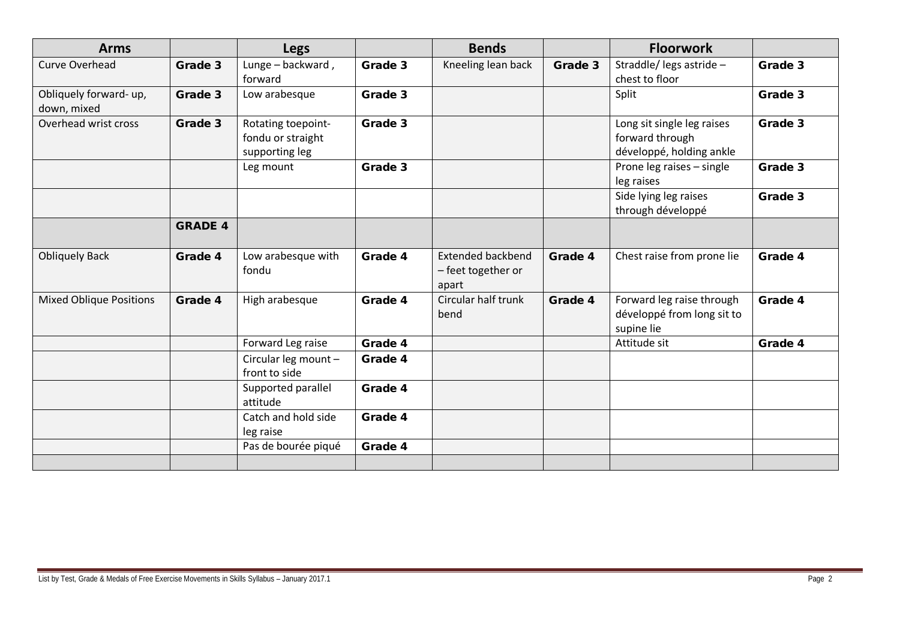| Arms | | Legs | | Bends | | Floorwork | |
|---|---|---|---|---|---|---|---|
| Curve Overhead | **Grade 3** | Lunge – backward , forward | **Grade 3** | Kneeling lean back | **Grade 3** | Straddle/ legs astride – chest to floor | **Grade 3** |
| Obliquely forward- up, down, mixed | **Grade 3** | Low arabesque | **Grade 3** | | | Split | **Grade 3** |
| Overhead wrist cross | **Grade 3** | Rotating toepoint- fondu or straight supporting leg | **Grade 3** | | | Long sit single leg raises forward through développé, holding ankle | **Grade 3** |
| | | Leg mount | **Grade 3** | | | Prone leg raises – single leg raises | **Grade 3** |
| | | | | | | Side lying leg raises through développé | **Grade 3** |
| | **GRADE 4** | | | | | | |
| Obliquely Back | **Grade 4** | Low arabesque with fondu | **Grade 4** | Extended backbend – feet together or apart | **Grade 4** | Chest raise from prone lie | **Grade 4** |
| Mixed Oblique Positions | **Grade 4** | High arabesque | **Grade 4** | Circular half trunk bend | **Grade 4** | Forward leg raise through développé from long sit to supine lie | **Grade 4** |
| | | Forward Leg raise | **Grade 4** | | | Attitude sit | **Grade 4** |
| | | Circular leg mount – front to side | **Grade 4** | | | | |
| | | Supported parallel attitude | **Grade 4** | | | | |
| | | Catch and hold side leg raise | **Grade 4** | | | | |
| | | Pas de bourée piqué | **Grade 4** | | | | |
| | | | | | | | |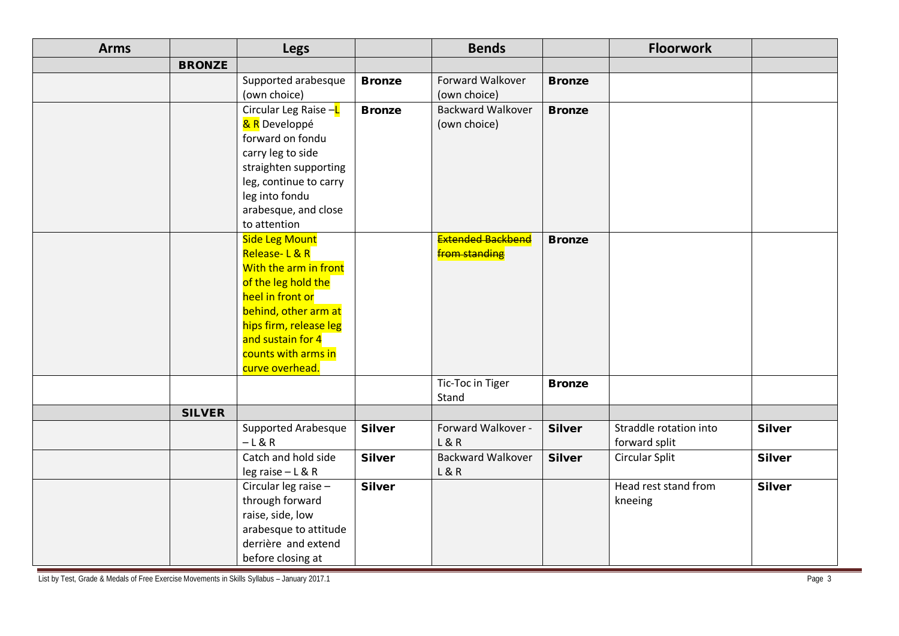| Arms | | Legs | | Bends | | Floorwork | |
|---|---|---|---|---|---|---|---|
| | **BRONZE** | | | | | | |
| | | Supported arabesque (own choice) | **Bronze** | Forward Walkover (own choice) | **Bronze** | | |
| | | Circular Leg Raise – L & R Developpé forward on fondu carry leg to side straighten supporting leg, continue to carry leg into fondu arabesque, and close to attention | **Bronze** | Backward Walkover (own choice) | **Bronze** | | |
| | | Side Leg Mount Release- L & R With the arm in front of the leg hold the heel in front or behind, other arm at hips firm, release leg and sustain for 4 counts with arms in curve overhead. | | ~~Extended Backbend from standing~~ | **Bronze** | | |
| | | | | Tic-Toc in Tiger Stand | **Bronze** | | |
| | **SILVER** | | | | | | |
| | | Supported Arabesque – L & R | **Silver** | Forward Walkover - L & R | **Silver** | Straddle rotation into forward split | **Silver** |
| | | Catch and hold side leg raise – L & R | **Silver** | Backward Walkover L & R | **Silver** | Circular Split | **Silver** |
| | | Circular leg raise – through forward raise, side, low arabesque to attitude derrière and extend before closing at | **Silver** | | | Head rest stand from kneeing | **Silver** |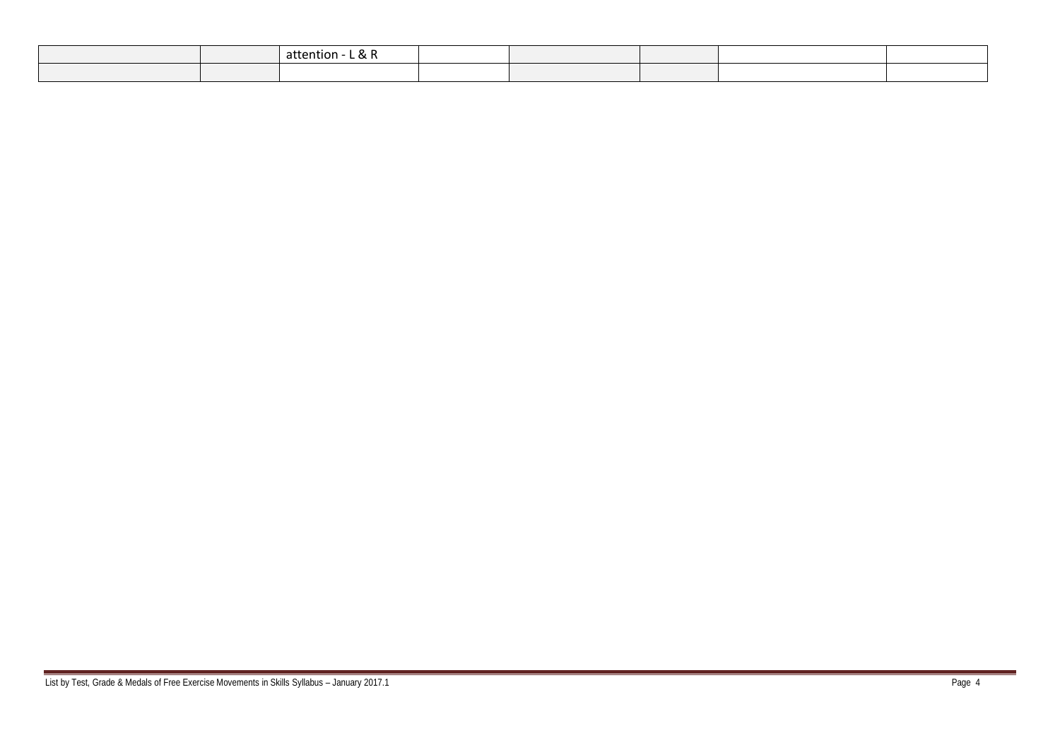| | | | | | | | |
|---|---|---|---|---|---|---|---|
| | | attention - L & R | | | | | |
| | | | | | | | |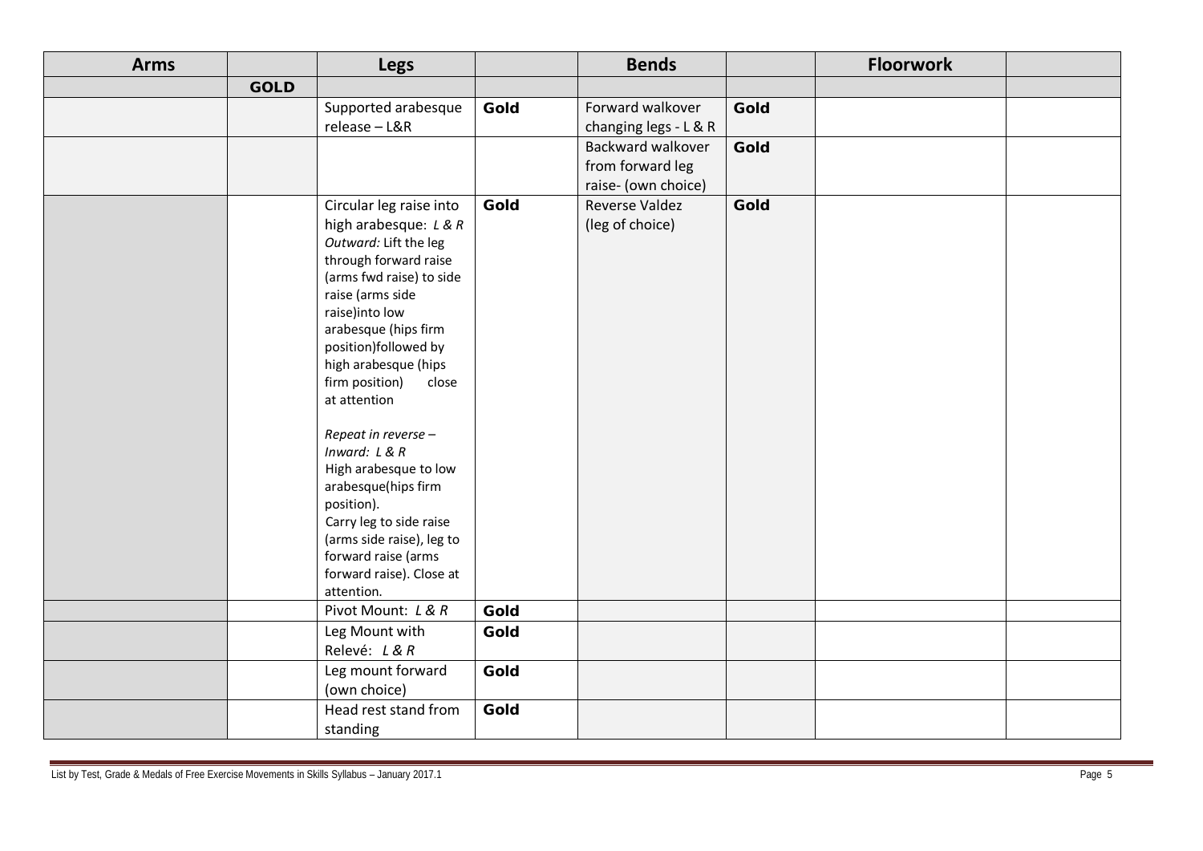| Arms | | Legs | | Bends | | Floorwork | |
|---|---|---|---|---|---|---|---|
| | **GOLD** | | | | | | |
| | | Supported arabesque release – L&R | **Gold** | Forward walkover changing legs - L & R | **Gold** | | |
| | | | | Backward walkover from forward leg raise- (own choice) | **Gold** | | |
| | | Circular leg raise into high arabesque: *L & R* *Outward:* Lift the leg through forward raise (arms fwd raise) to side raise (arms side raise)into low arabesque (hips firm position)followed by high arabesque (hips firm position) close at attention<br><br>*Repeat in reverse – Inward: L & R* High arabesque to low arabesque(hips firm position). Carry leg to side raise (arms side raise), leg to forward raise (arms forward raise). Close at attention. | **Gold** | Reverse Valdez (leg of choice) | **Gold** | | |
| | | Pivot Mount: *L & R* | **Gold** | | | | |
| | | Leg Mount with Relevé: *L & R* | **Gold** | | | | |
| | | Leg mount forward (own choice) | **Gold** | | | | |
| | | Head rest stand from standing | **Gold** | | | | |